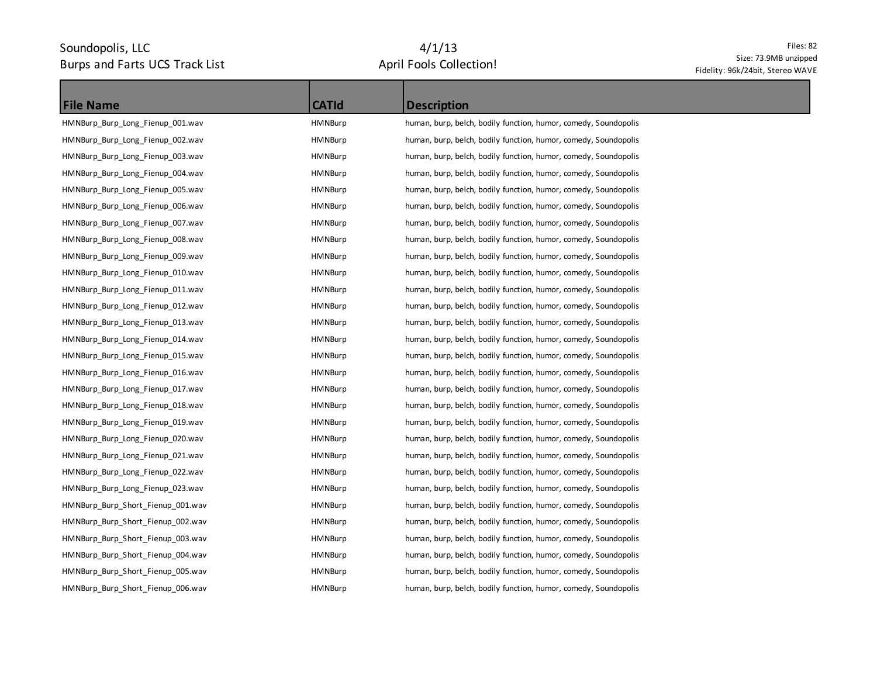Soundopolis, LLC
Burps and Farts UCS Track List

4/1/13
April Fools Collection!

Files: 82
Size: 73.9MB unzipped
Fidelity: 96k/24bit, Stereo WAVE

| File Name | CATId | Description |
| --- | --- | --- |
| HMNBurp_Burp_Long_Fienup_001.wav | HMNBurp | human, burp, belch, bodily function, humor, comedy, Soundopolis |
| HMNBurp_Burp_Long_Fienup_002.wav | HMNBurp | human, burp, belch, bodily function, humor, comedy, Soundopolis |
| HMNBurp_Burp_Long_Fienup_003.wav | HMNBurp | human, burp, belch, bodily function, humor, comedy, Soundopolis |
| HMNBurp_Burp_Long_Fienup_004.wav | HMNBurp | human, burp, belch, bodily function, humor, comedy, Soundopolis |
| HMNBurp_Burp_Long_Fienup_005.wav | HMNBurp | human, burp, belch, bodily function, humor, comedy, Soundopolis |
| HMNBurp_Burp_Long_Fienup_006.wav | HMNBurp | human, burp, belch, bodily function, humor, comedy, Soundopolis |
| HMNBurp_Burp_Long_Fienup_007.wav | HMNBurp | human, burp, belch, bodily function, humor, comedy, Soundopolis |
| HMNBurp_Burp_Long_Fienup_008.wav | HMNBurp | human, burp, belch, bodily function, humor, comedy, Soundopolis |
| HMNBurp_Burp_Long_Fienup_009.wav | HMNBurp | human, burp, belch, bodily function, humor, comedy, Soundopolis |
| HMNBurp_Burp_Long_Fienup_010.wav | HMNBurp | human, burp, belch, bodily function, humor, comedy, Soundopolis |
| HMNBurp_Burp_Long_Fienup_011.wav | HMNBurp | human, burp, belch, bodily function, humor, comedy, Soundopolis |
| HMNBurp_Burp_Long_Fienup_012.wav | HMNBurp | human, burp, belch, bodily function, humor, comedy, Soundopolis |
| HMNBurp_Burp_Long_Fienup_013.wav | HMNBurp | human, burp, belch, bodily function, humor, comedy, Soundopolis |
| HMNBurp_Burp_Long_Fienup_014.wav | HMNBurp | human, burp, belch, bodily function, humor, comedy, Soundopolis |
| HMNBurp_Burp_Long_Fienup_015.wav | HMNBurp | human, burp, belch, bodily function, humor, comedy, Soundopolis |
| HMNBurp_Burp_Long_Fienup_016.wav | HMNBurp | human, burp, belch, bodily function, humor, comedy, Soundopolis |
| HMNBurp_Burp_Long_Fienup_017.wav | HMNBurp | human, burp, belch, bodily function, humor, comedy, Soundopolis |
| HMNBurp_Burp_Long_Fienup_018.wav | HMNBurp | human, burp, belch, bodily function, humor, comedy, Soundopolis |
| HMNBurp_Burp_Long_Fienup_019.wav | HMNBurp | human, burp, belch, bodily function, humor, comedy, Soundopolis |
| HMNBurp_Burp_Long_Fienup_020.wav | HMNBurp | human, burp, belch, bodily function, humor, comedy, Soundopolis |
| HMNBurp_Burp_Long_Fienup_021.wav | HMNBurp | human, burp, belch, bodily function, humor, comedy, Soundopolis |
| HMNBurp_Burp_Long_Fienup_022.wav | HMNBurp | human, burp, belch, bodily function, humor, comedy, Soundopolis |
| HMNBurp_Burp_Long_Fienup_023.wav | HMNBurp | human, burp, belch, bodily function, humor, comedy, Soundopolis |
| HMNBurp_Burp_Short_Fienup_001.wav | HMNBurp | human, burp, belch, bodily function, humor, comedy, Soundopolis |
| HMNBurp_Burp_Short_Fienup_002.wav | HMNBurp | human, burp, belch, bodily function, humor, comedy, Soundopolis |
| HMNBurp_Burp_Short_Fienup_003.wav | HMNBurp | human, burp, belch, bodily function, humor, comedy, Soundopolis |
| HMNBurp_Burp_Short_Fienup_004.wav | HMNBurp | human, burp, belch, bodily function, humor, comedy, Soundopolis |
| HMNBurp_Burp_Short_Fienup_005.wav | HMNBurp | human, burp, belch, bodily function, humor, comedy, Soundopolis |
| HMNBurp_Burp_Short_Fienup_006.wav | HMNBurp | human, burp, belch, bodily function, humor, comedy, Soundopolis |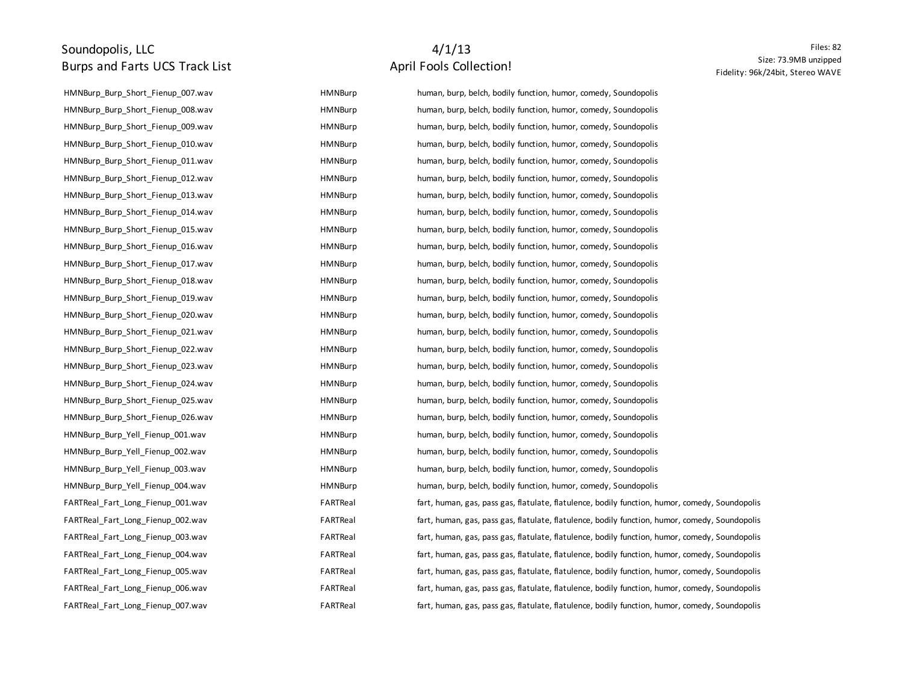| HMNBurp_Burp_Short_Fienup_007.wav | HMNBurp | human, burp, belch, bodily function, humor, comedy, Soundopolis |
| --- | --- | --- |
| HMNBurp_Burp_Short_Fienup_008.wav | HMNBurp | human, burp, belch, bodily function, humor, comedy, Soundopolis |
| HMNBurp_Burp_Short_Fienup_009.wav | HMNBurp | human, burp, belch, bodily function, humor, comedy, Soundopolis |
| HMNBurp_Burp_Short_Fienup_010.wav | HMNBurp | human, burp, belch, bodily function, humor, comedy, Soundopolis |
| HMNBurp_Burp_Short_Fienup_011.wav | HMNBurp | human, burp, belch, bodily function, humor, comedy, Soundopolis |
| HMNBurp_Burp_Short_Fienup_012.wav | HMNBurp | human, burp, belch, bodily function, humor, comedy, Soundopolis |
| HMNBurp_Burp_Short_Fienup_013.wav | HMNBurp | human, burp, belch, bodily function, humor, comedy, Soundopolis |
| HMNBurp_Burp_Short_Fienup_014.wav | HMNBurp | human, burp, belch, bodily function, humor, comedy, Soundopolis |
| HMNBurp_Burp_Short_Fienup_015.wav | HMNBurp | human, burp, belch, bodily function, humor, comedy, Soundopolis |
| HMNBurp_Burp_Short_Fienup_016.wav | HMNBurp | human, burp, belch, bodily function, humor, comedy, Soundopolis |
| HMNBurp_Burp_Short_Fienup_017.wav | HMNBurp | human, burp, belch, bodily function, humor, comedy, Soundopolis |
| HMNBurp_Burp_Short_Fienup_018.wav | HMNBurp | human, burp, belch, bodily function, humor, comedy, Soundopolis |
| HMNBurp_Burp_Short_Fienup_019.wav | HMNBurp | human, burp, belch, bodily function, humor, comedy, Soundopolis |
| HMNBurp_Burp_Short_Fienup_020.wav | HMNBurp | human, burp, belch, bodily function, humor, comedy, Soundopolis |
| HMNBurp_Burp_Short_Fienup_021.wav | HMNBurp | human, burp, belch, bodily function, humor, comedy, Soundopolis |
| HMNBurp_Burp_Short_Fienup_022.wav | HMNBurp | human, burp, belch, bodily function, humor, comedy, Soundopolis |
| HMNBurp_Burp_Short_Fienup_023.wav | HMNBurp | human, burp, belch, bodily function, humor, comedy, Soundopolis |
| HMNBurp_Burp_Short_Fienup_024.wav | HMNBurp | human, burp, belch, bodily function, humor, comedy, Soundopolis |
| HMNBurp_Burp_Short_Fienup_025.wav | HMNBurp | human, burp, belch, bodily function, humor, comedy, Soundopolis |
| HMNBurp_Burp_Short_Fienup_026.wav | HMNBurp | human, burp, belch, bodily function, humor, comedy, Soundopolis |
| HMNBurp_Burp_Yell_Fienup_001.wav | HMNBurp | human, burp, belch, bodily function, humor, comedy, Soundopolis |
| HMNBurp_Burp_Yell_Fienup_002.wav | HMNBurp | human, burp, belch, bodily function, humor, comedy, Soundopolis |
| HMNBurp_Burp_Yell_Fienup_003.wav | HMNBurp | human, burp, belch, bodily function, humor, comedy, Soundopolis |
| HMNBurp_Burp_Yell_Fienup_004.wav | HMNBurp | human, burp, belch, bodily function, humor, comedy, Soundopolis |
| FARTReal_Fart_Long_Fienup_001.wav | FARTReal | fart, human, gas, pass gas, flatulate, flatulence, bodily function, humor, comedy, Soundopolis |
| FARTReal_Fart_Long_Fienup_002.wav | FARTReal | fart, human, gas, pass gas, flatulate, flatulence, bodily function, humor, comedy, Soundopolis |
| FARTReal_Fart_Long_Fienup_003.wav | FARTReal | fart, human, gas, pass gas, flatulate, flatulence, bodily function, humor, comedy, Soundopolis |
| FARTReal_Fart_Long_Fienup_004.wav | FARTReal | fart, human, gas, pass gas, flatulate, flatulence, bodily function, humor, comedy, Soundopolis |
| FARTReal_Fart_Long_Fienup_005.wav | FARTReal | fart, human, gas, pass gas, flatulate, flatulence, bodily function, humor, comedy, Soundopolis |
| FARTReal_Fart_Long_Fienup_006.wav | FARTReal | fart, human, gas, pass gas, flatulate, flatulence, bodily function, humor, comedy, Soundopolis |
| FARTReal_Fart_Long_Fienup_007.wav | FARTReal | fart, human, gas, pass gas, flatulate, flatulence, bodily function, humor, comedy, Soundopolis |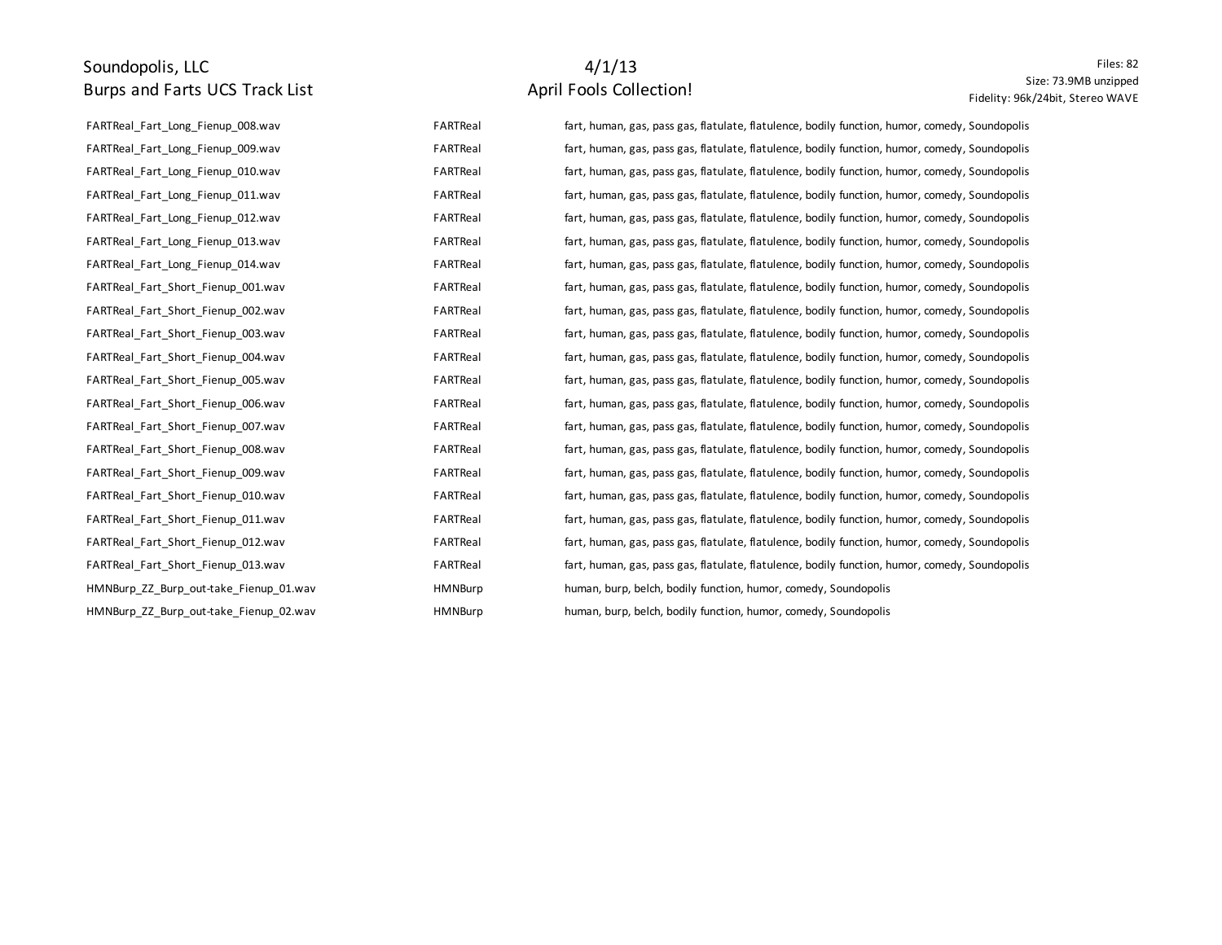| | | |
|---|---|---|
| FARTReal_Fart_Long_Fienup_008.wav | FARTReal | fart, human, gas, pass gas, flatulate, flatulence, bodily function, humor, comedy, Soundopolis |
| FARTReal_Fart_Long_Fienup_009.wav | FARTReal | fart, human, gas, pass gas, flatulate, flatulence, bodily function, humor, comedy, Soundopolis |
| FARTReal_Fart_Long_Fienup_010.wav | FARTReal | fart, human, gas, pass gas, flatulate, flatulence, bodily function, humor, comedy, Soundopolis |
| FARTReal_Fart_Long_Fienup_011.wav | FARTReal | fart, human, gas, pass gas, flatulate, flatulence, bodily function, humor, comedy, Soundopolis |
| FARTReal_Fart_Long_Fienup_012.wav | FARTReal | fart, human, gas, pass gas, flatulate, flatulence, bodily function, humor, comedy, Soundopolis |
| FARTReal_Fart_Long_Fienup_013.wav | FARTReal | fart, human, gas, pass gas, flatulate, flatulence, bodily function, humor, comedy, Soundopolis |
| FARTReal_Fart_Long_Fienup_014.wav | FARTReal | fart, human, gas, pass gas, flatulate, flatulence, bodily function, humor, comedy, Soundopolis |
| FARTReal_Fart_Short_Fienup_001.wav | FARTReal | fart, human, gas, pass gas, flatulate, flatulence, bodily function, humor, comedy, Soundopolis |
| FARTReal_Fart_Short_Fienup_002.wav | FARTReal | fart, human, gas, pass gas, flatulate, flatulence, bodily function, humor, comedy, Soundopolis |
| FARTReal_Fart_Short_Fienup_003.wav | FARTReal | fart, human, gas, pass gas, flatulate, flatulence, bodily function, humor, comedy, Soundopolis |
| FARTReal_Fart_Short_Fienup_004.wav | FARTReal | fart, human, gas, pass gas, flatulate, flatulence, bodily function, humor, comedy, Soundopolis |
| FARTReal_Fart_Short_Fienup_005.wav | FARTReal | fart, human, gas, pass gas, flatulate, flatulence, bodily function, humor, comedy, Soundopolis |
| FARTReal_Fart_Short_Fienup_006.wav | FARTReal | fart, human, gas, pass gas, flatulate, flatulence, bodily function, humor, comedy, Soundopolis |
| FARTReal_Fart_Short_Fienup_007.wav | FARTReal | fart, human, gas, pass gas, flatulate, flatulence, bodily function, humor, comedy, Soundopolis |
| FARTReal_Fart_Short_Fienup_008.wav | FARTReal | fart, human, gas, pass gas, flatulate, flatulence, bodily function, humor, comedy, Soundopolis |
| FARTReal_Fart_Short_Fienup_009.wav | FARTReal | fart, human, gas, pass gas, flatulate, flatulence, bodily function, humor, comedy, Soundopolis |
| FARTReal_Fart_Short_Fienup_010.wav | FARTReal | fart, human, gas, pass gas, flatulate, flatulence, bodily function, humor, comedy, Soundopolis |
| FARTReal_Fart_Short_Fienup_011.wav | FARTReal | fart, human, gas, pass gas, flatulate, flatulence, bodily function, humor, comedy, Soundopolis |
| FARTReal_Fart_Short_Fienup_012.wav | FARTReal | fart, human, gas, pass gas, flatulate, flatulence, bodily function, humor, comedy, Soundopolis |
| FARTReal_Fart_Short_Fienup_013.wav | FARTReal | fart, human, gas, pass gas, flatulate, flatulence, bodily function, humor, comedy, Soundopolis |
| HMNBurp_ZZ_Burp_out-take_Fienup_01.wav | HMNBurp | human, burp, belch, bodily function, humor, comedy, Soundopolis |
| HMNBurp_ZZ_Burp_out-take_Fienup_02.wav | HMNBurp | human, burp, belch, bodily function, humor, comedy, Soundopolis |